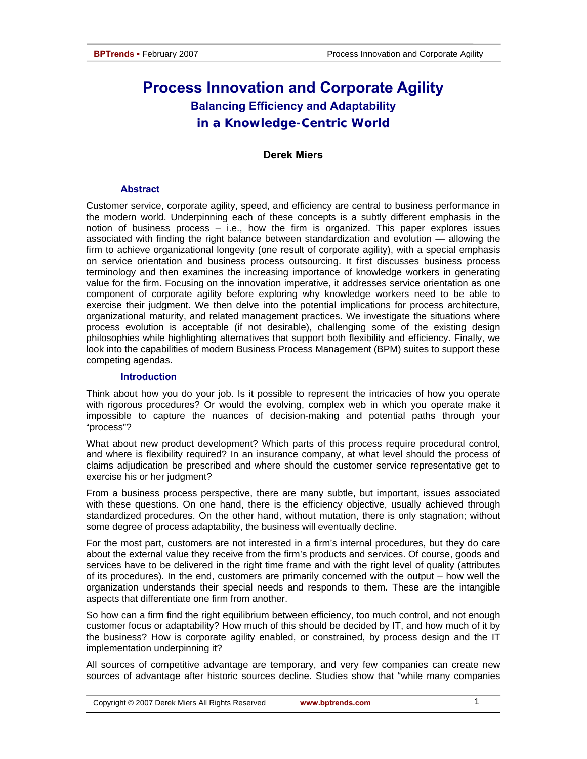# Process Innovation and Corporate Agility

## Balancing Efficiency and Adaptability in a Knowledge-Centric World

**Derek Miers**

### Abstract

Customer service, corporate agility, speed, and efficiency are central to business performance in the modern world. Underpinning each of these concepts is a subtly different emphasis in the notion of business process – i.e., how the firm is organized. This paper explores issues associated with finding the right balance between standardization and evolution — allowing the firm to achieve organizational longevity (one result of corporate agility), with a special emphasis on service orientation and business process outsourcing. It first discusses business process terminology and then examines the increasing importance of knowledge workers in generating value for the firm. Focusing on the innovation imperative, it addresses service orientation as one component of corporate agility before exploring why knowledge workers need to be able to exercise their judgment. We then delve into the potential implications for process architecture, organizational maturity, and related management practices. We investigate the situations where process evolution is acceptable (if not desirable), challenging some of the existing design philosophies while highlighting alternatives that support both flexibility and efficiency. Finally, we look into the capabilities of modern Business Process Management (BPM) suites to support these competing agendas.

### Introduction

Think about how you do your job. Is it possible to represent the intricacies of how you operate with rigorous procedures? Or would the evolving, complex web in which you operate make it impossible to capture the nuances of decision-making and potential paths through your "process"?

What about new product development? Which parts of this process require procedural control, and where is flexibility required? In an insurance company, at what level should the process of claims adjudication be prescribed and where should the customer service representative get to exercise his or her judgment?

From a business process perspective, there are many subtle, but important, issues associated with these questions. On one hand, there is the efficiency objective, usually achieved through standardized procedures. On the other hand, without mutation, there is only stagnation; without some degree of process adaptability, the business will eventually decline.

For the most part, customers are not interested in a firm's internal procedures, but they do care about the external value they receive from the firm's products and services. Of course, goods and services have to be delivered in the right time frame and with the right level of quality (attributes of its procedures). In the end, customers are primarily concerned with the output – how well the organization understands their special needs and responds to them. These are the intangible aspects that differentiate one firm from another.

So how can a firm find the right equilibrium between efficiency, too much control, and not enough customer focus or adaptability? How much of this should be decided by IT, and how much of it by the business? How is corporate agility enabled, or constrained, by process design and the IT implementation underpinning it?

All sources of competitive advantage are temporary, and very few companies can create new sources of advantage after historic sources decline. Studies show that "while many companies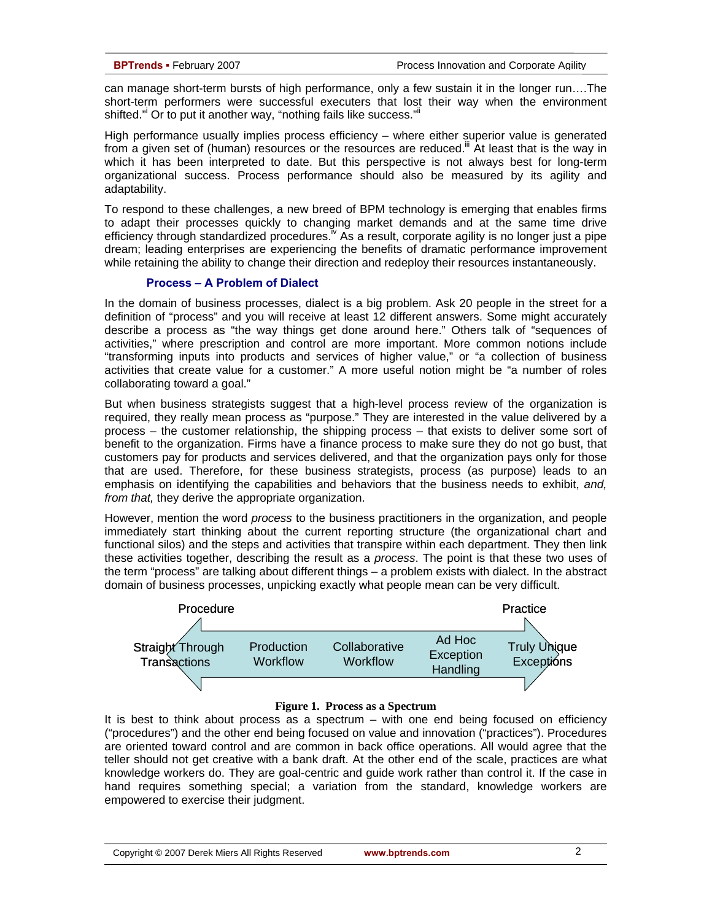can manage short-term bursts of high performance, only a few sustain it in the longer run….The short-term performers were successful executers that lost their way when the environment shifted."[i] Or to put it another way, "nothing fails like success."[ii]

High performance usually implies process efficiency – where either superior value is generated from a given set of (human) resources or the resources are reduced.[iii] At least that is the way in which it has been interpreted to date. But this perspective is not always best for long-term organizational success. Process performance should also be measured by its agility and adaptability.

To respond to these challenges, a new breed of BPM technology is emerging that enables firms to adapt their processes quickly to changing market demands and at the same time drive efficiency through standardized procedures.[iv] As a result, corporate agility is no longer just a pipe dream; leading enterprises are experiencing the benefits of dramatic performance improvement while retaining the ability to change their direction and redeploy their resources instantaneously.

### Process – A Problem of Dialect

In the domain of business processes, dialect is a big problem. Ask 20 people in the street for a definition of "process" and you will receive at least 12 different answers. Some might accurately describe a process as "the way things get done around here." Others talk of "sequences of activities," where prescription and control are more important. More common notions include "transforming inputs into products and services of higher value," or "a collection of business activities that create value for a customer." A more useful notion might be "a number of roles collaborating toward a goal."

But when business strategists suggest that a high-level process review of the organization is required, they really mean process as "purpose." They are interested in the value delivered by a process – the customer relationship, the shipping process – that exists to deliver some sort of benefit to the organization. Firms have a finance process to make sure they do not go bust, that customers pay for products and services delivered, and that the organization pays only for those that are used. Therefore, for these business strategists, process (as purpose) leads to an emphasis on identifying the capabilities and behaviors that the business needs to exhibit, *and, from that,* they derive the appropriate organization.

However, mention the word *process* to the business practitioners in the organization, and people immediately start thinking about the current reporting structure (the organizational chart and functional silos) and the steps and activities that transpire within each department. They then link these activities together, describing the result as a *process*. The point is that these two uses of the term "process" are talking about different things – a problem exists with dialect. In the abstract domain of business processes, unpicking exactly what people mean can be very difficult.

Procedure ← → Practice

Straight Through Transactions | Production Workflow | Collaborative Workflow | Ad Hoc Exception Handling | Truly Unique Exceptions

**Figure 1. Process as a Spectrum**

It is best to think about process as a spectrum – with one end being focused on efficiency ("procedures") and the other end being focused on value and innovation ("practices"). Procedures are oriented toward control and are common in back office operations. All would agree that the teller should not get creative with a bank draft. At the other end of the scale, practices are what knowledge workers do. They are goal-centric and guide work rather than control it. If the case in hand requires something special; a variation from the standard, knowledge workers are empowered to exercise their judgment.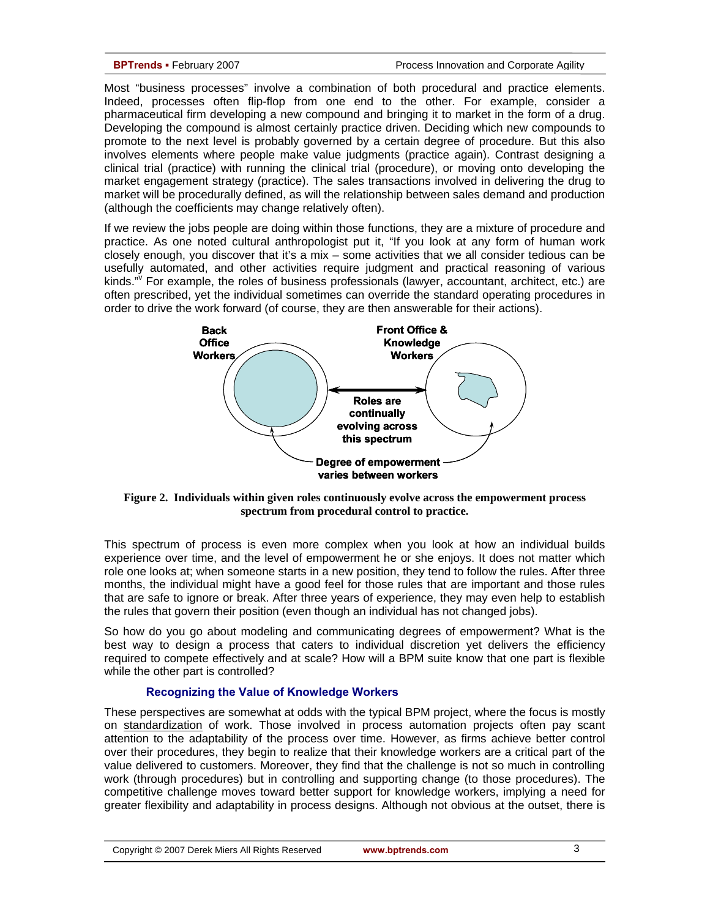Most "business processes" involve a combination of both procedural and practice elements. Indeed, processes often flip-flop from one end to the other. For example, consider a pharmaceutical firm developing a new compound and bringing it to market in the form of a drug. Developing the compound is almost certainly practice driven. Deciding which new compounds to promote to the next level is probably governed by a certain degree of procedure. But this also involves elements where people make value judgments (practice again). Contrast designing a clinical trial (practice) with running the clinical trial (procedure), or moving onto developing the market engagement strategy (practice). The sales transactions involved in delivering the drug to market will be procedurally defined, as will the relationship between sales demand and production (although the coefficients may change relatively often).

If we review the jobs people are doing within those functions, they are a mixture of procedure and practice. As one noted cultural anthropologist put it, "If you look at any form of human work closely enough, you discover that it's a mix – some activities that we all consider tedious can be usefully automated, and other activities require judgment and practical reasoning of various kinds."[v] For example, the roles of business professionals (lawyer, accountant, architect, etc.) are often prescribed, yet the individual sometimes can override the standard operating procedures in order to drive the work forward (of course, they are then answerable for their actions).

**Back Office Workers** — **Front Office & Knowledge Workers**

**Roles are continually evolving across this spectrum**

**Degree of empowerment varies between workers**

**Figure 2. Individuals within given roles continuously evolve across the empowerment process spectrum from procedural control to practice.**

This spectrum of process is even more complex when you look at how an individual builds experience over time, and the level of empowerment he or she enjoys. It does not matter which role one looks at; when someone starts in a new position, they tend to follow the rules. After three months, the individual might have a good feel for those rules that are important and those rules that are safe to ignore or break. After three years of experience, they may even help to establish the rules that govern their position (even though an individual has not changed jobs).

So how do you go about modeling and communicating degrees of empowerment? What is the best way to design a process that caters to individual discretion yet delivers the efficiency required to compete effectively and at scale? How will a BPM suite know that one part is flexible while the other part is controlled?

### Recognizing the Value of Knowledge Workers

These perspectives are somewhat at odds with the typical BPM project, where the focus is mostly on standardization of work. Those involved in process automation projects often pay scant attention to the adaptability of the process over time. However, as firms achieve better control over their procedures, they begin to realize that their knowledge workers are a critical part of the value delivered to customers. Moreover, they find that the challenge is not so much in controlling work (through procedures) but in controlling and supporting change (to those procedures). The competitive challenge moves toward better support for knowledge workers, implying a need for greater flexibility and adaptability in process designs. Although not obvious at the outset, there is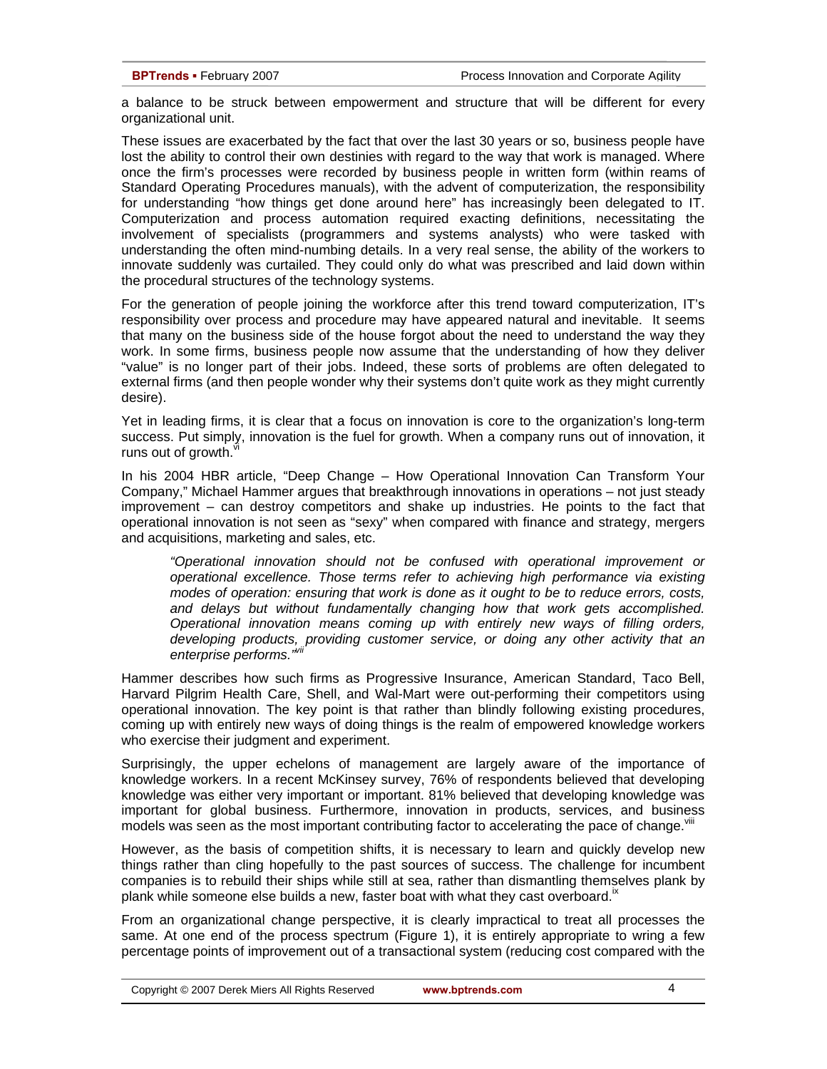a balance to be struck between empowerment and structure that will be different for every organizational unit.

These issues are exacerbated by the fact that over the last 30 years or so, business people have lost the ability to control their own destinies with regard to the way that work is managed. Where once the firm's processes were recorded by business people in written form (within reams of Standard Operating Procedures manuals), with the advent of computerization, the responsibility for understanding "how things get done around here" has increasingly been delegated to IT. Computerization and process automation required exacting definitions, necessitating the involvement of specialists (programmers and systems analysts) who were tasked with understanding the often mind-numbing details. In a very real sense, the ability of the workers to innovate suddenly was curtailed. They could only do what was prescribed and laid down within the procedural structures of the technology systems.

For the generation of people joining the workforce after this trend toward computerization, IT's responsibility over process and procedure may have appeared natural and inevitable. It seems that many on the business side of the house forgot about the need to understand the way they work. In some firms, business people now assume that the understanding of how they deliver "value" is no longer part of their jobs. Indeed, these sorts of problems are often delegated to external firms (and then people wonder why their systems don't quite work as they might currently desire).

Yet in leading firms, it is clear that a focus on innovation is core to the organization's long-term success. Put simply, innovation is the fuel for growth. When a company runs out of innovation, it runs out of growth.[vi]

In his 2004 HBR article, "Deep Change – How Operational Innovation Can Transform Your Company," Michael Hammer argues that breakthrough innovations in operations – not just steady improvement – can destroy competitors and shake up industries. He points to the fact that operational innovation is not seen as "sexy" when compared with finance and strategy, mergers and acquisitions, marketing and sales, etc.

> *"Operational innovation should not be confused with operational improvement or operational excellence. Those terms refer to achieving high performance via existing modes of operation: ensuring that work is done as it ought to be to reduce errors, costs, and delays but without fundamentally changing how that work gets accomplished. Operational innovation means coming up with entirely new ways of filling orders, developing products, providing customer service, or doing any other activity that an enterprise performs."*[vii]

Hammer describes how such firms as Progressive Insurance, American Standard, Taco Bell, Harvard Pilgrim Health Care, Shell, and Wal-Mart were out-performing their competitors using operational innovation. The key point is that rather than blindly following existing procedures, coming up with entirely new ways of doing things is the realm of empowered knowledge workers who exercise their judgment and experiment.

Surprisingly, the upper echelons of management are largely aware of the importance of knowledge workers. In a recent McKinsey survey, 76% of respondents believed that developing knowledge was either very important or important. 81% believed that developing knowledge was important for global business. Furthermore, innovation in products, services, and business models was seen as the most important contributing factor to accelerating the pace of change.[viii]

However, as the basis of competition shifts, it is necessary to learn and quickly develop new things rather than cling hopefully to the past sources of success. The challenge for incumbent companies is to rebuild their ships while still at sea, rather than dismantling themselves plank by plank while someone else builds a new, faster boat with what they cast overboard.[ix]

From an organizational change perspective, it is clearly impractical to treat all processes the same. At one end of the process spectrum (Figure 1), it is entirely appropriate to wring a few percentage points of improvement out of a transactional system (reducing cost compared with the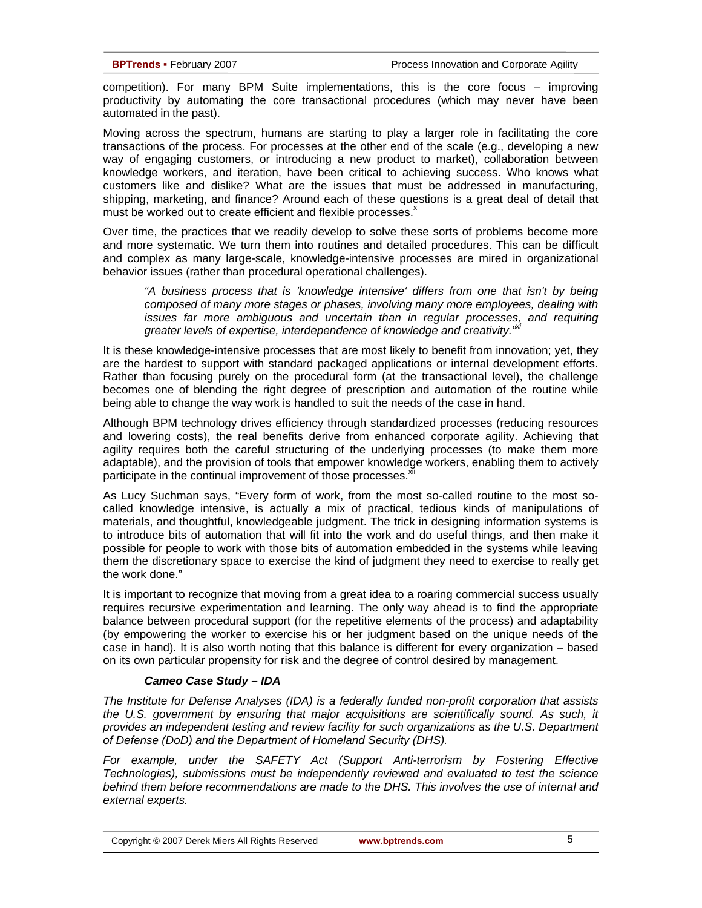competition). For many BPM Suite implementations, this is the core focus – improving productivity by automating the core transactional procedures (which may never have been automated in the past).

Moving across the spectrum, humans are starting to play a larger role in facilitating the core transactions of the process. For processes at the other end of the scale (e.g., developing a new way of engaging customers, or introducing a new product to market), collaboration between knowledge workers, and iteration, have been critical to achieving success. Who knows what customers like and dislike? What are the issues that must be addressed in manufacturing, shipping, marketing, and finance? Around each of these questions is a great deal of detail that must be worked out to create efficient and flexible processes.[x]

Over time, the practices that we readily develop to solve these sorts of problems become more and more systematic. We turn them into routines and detailed procedures. This can be difficult and complex as many large-scale, knowledge-intensive processes are mired in organizational behavior issues (rather than procedural operational challenges).

> *"A business process that is 'knowledge intensive' differs from one that isn't by being composed of many more stages or phases, involving many more employees, dealing with issues far more ambiguous and uncertain than in regular processes, and requiring greater levels of expertise, interdependence of knowledge and creativity."*[xi]

It is these knowledge-intensive processes that are most likely to benefit from innovation; yet, they are the hardest to support with standard packaged applications or internal development efforts. Rather than focusing purely on the procedural form (at the transactional level), the challenge becomes one of blending the right degree of prescription and automation of the routine while being able to change the way work is handled to suit the needs of the case in hand.

Although BPM technology drives efficiency through standardized processes (reducing resources and lowering costs), the real benefits derive from enhanced corporate agility. Achieving that agility requires both the careful structuring of the underlying processes (to make them more adaptable), and the provision of tools that empower knowledge workers, enabling them to actively participate in the continual improvement of those processes.[xii]

As Lucy Suchman says, "Every form of work, from the most so-called routine to the most so-called knowledge intensive, is actually a mix of practical, tedious kinds of manipulations of materials, and thoughtful, knowledgeable judgment. The trick in designing information systems is to introduce bits of automation that will fit into the work and do useful things, and then make it possible for people to work with those bits of automation embedded in the systems while leaving them the discretionary space to exercise the kind of judgment they need to exercise to really get the work done."

It is important to recognize that moving from a great idea to a roaring commercial success usually requires recursive experimentation and learning. The only way ahead is to find the appropriate balance between procedural support (for the repetitive elements of the process) and adaptability (by empowering the worker to exercise his or her judgment based on the unique needs of the case in hand). It is also worth noting that this balance is different for every organization – based on its own particular propensity for risk and the degree of control desired by management.

### *Cameo Case Study – IDA*

*The Institute for Defense Analyses (IDA) is a federally funded non-profit corporation that assists the U.S. government by ensuring that major acquisitions are scientifically sound. As such, it provides an independent testing and review facility for such organizations as the U.S. Department of Defense (DoD) and the Department of Homeland Security (DHS).*

*For example, under the SAFETY Act (Support Anti-terrorism by Fostering Effective Technologies), submissions must be independently reviewed and evaluated to test the science behind them before recommendations are made to the DHS. This involves the use of internal and external experts.*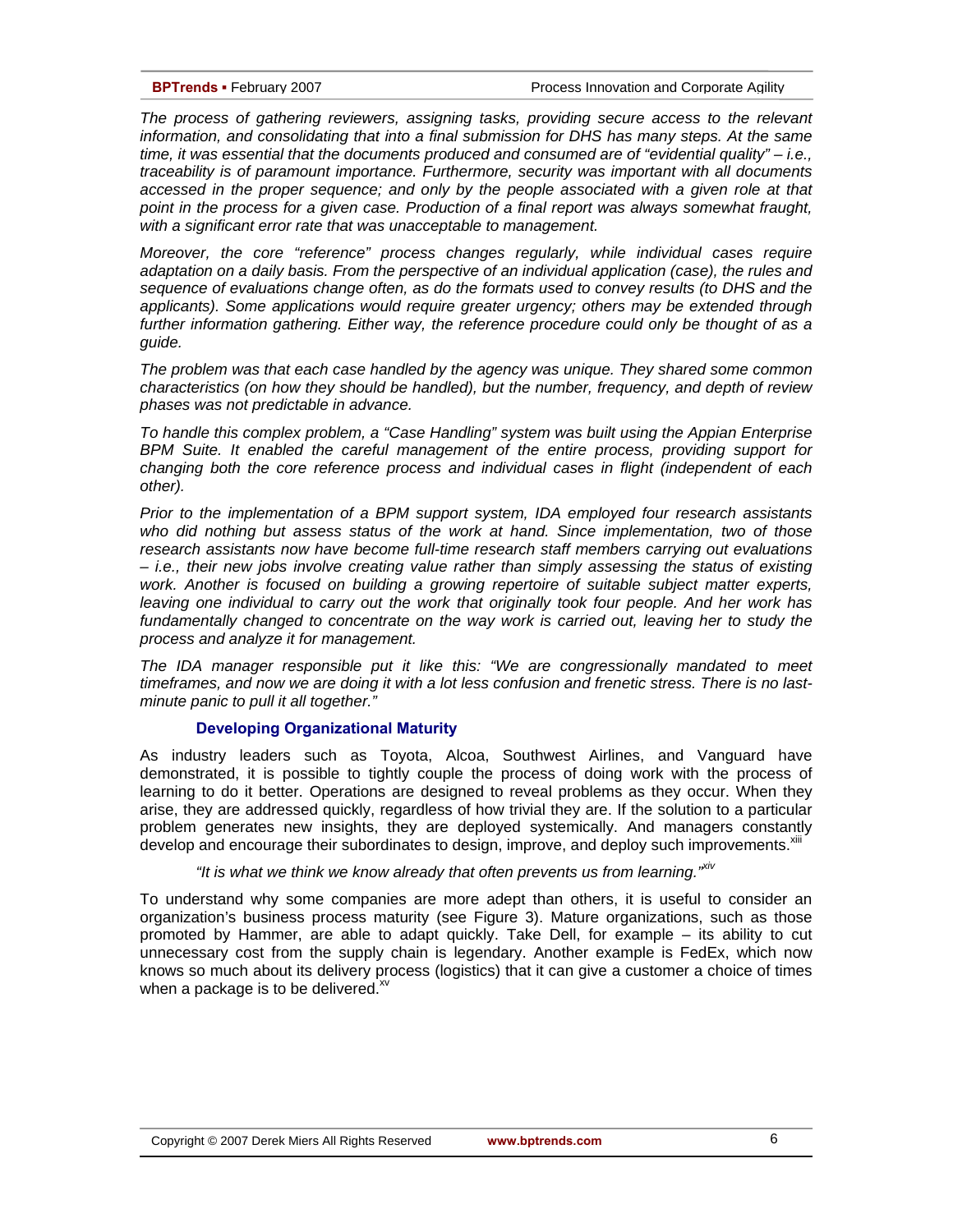*The process of gathering reviewers, assigning tasks, providing secure access to the relevant information, and consolidating that into a final submission for DHS has many steps. At the same time, it was essential that the documents produced and consumed are of "evidential quality" – i.e., traceability is of paramount importance. Furthermore, security was important with all documents accessed in the proper sequence; and only by the people associated with a given role at that point in the process for a given case. Production of a final report was always somewhat fraught, with a significant error rate that was unacceptable to management.*

*Moreover, the core "reference" process changes regularly, while individual cases require adaptation on a daily basis. From the perspective of an individual application (case), the rules and sequence of evaluations change often, as do the formats used to convey results (to DHS and the applicants). Some applications would require greater urgency; others may be extended through further information gathering. Either way, the reference procedure could only be thought of as a guide.*

*The problem was that each case handled by the agency was unique. They shared some common characteristics (on how they should be handled), but the number, frequency, and depth of review phases was not predictable in advance.*

*To handle this complex problem, a "Case Handling" system was built using the Appian Enterprise BPM Suite. It enabled the careful management of the entire process, providing support for changing both the core reference process and individual cases in flight (independent of each other).*

*Prior to the implementation of a BPM support system, IDA employed four research assistants who did nothing but assess status of the work at hand. Since implementation, two of those research assistants now have become full-time research staff members carrying out evaluations – i.e., their new jobs involve creating value rather than simply assessing the status of existing work. Another is focused on building a growing repertoire of suitable subject matter experts, leaving one individual to carry out the work that originally took four people. And her work has fundamentally changed to concentrate on the way work is carried out, leaving her to study the process and analyze it for management.*

*The IDA manager responsible put it like this: "We are congressionally mandated to meet timeframes, and now we are doing it with a lot less confusion and frenetic stress. There is no last-minute panic to pull it all together."*

### Developing Organizational Maturity

As industry leaders such as Toyota, Alcoa, Southwest Airlines, and Vanguard have demonstrated, it is possible to tightly couple the process of doing work with the process of learning to do it better. Operations are designed to reveal problems as they occur. When they arise, they are addressed quickly, regardless of how trivial they are. If the solution to a particular problem generates new insights, they are deployed systemically. And managers constantly develop and encourage their subordinates to design, improve, and deploy such improvements.[xiii]

*"It is what we think we know already that often prevents us from learning."*[xiv]

To understand why some companies are more adept than others, it is useful to consider an organization's business process maturity (see Figure 3). Mature organizations, such as those promoted by Hammer, are able to adapt quickly. Take Dell, for example – its ability to cut unnecessary cost from the supply chain is legendary. Another example is FedEx, which now knows so much about its delivery process (logistics) that it can give a customer a choice of times when a package is to be delivered.[xv]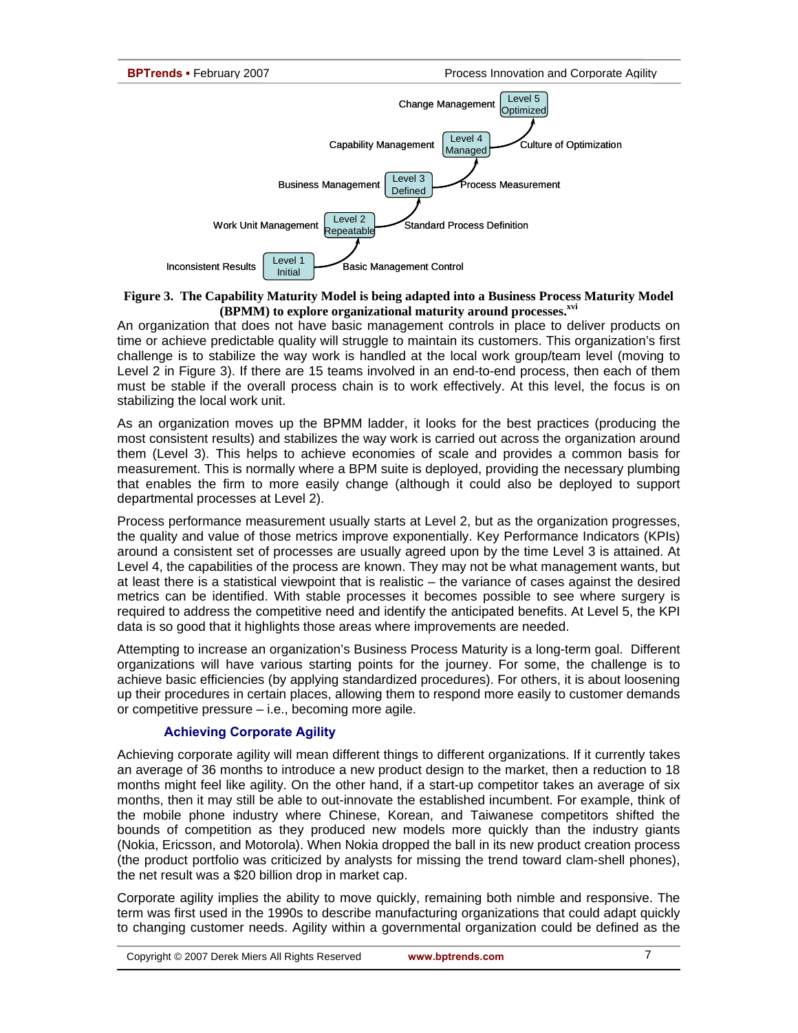Change Management | Level 5 Optimized

Capability Management | Level 4 Managed | Culture of Optimization

Business Management | Level 3 Defined | Process Measurement

Work Unit Management | Level 2 Repeatable | Standard Process Definition

Inconsistent Results | Level 1 Initial | Basic Management Control

**Figure 3. The Capability Maturity Model is being adapted into a Business Process Maturity Model (BPMM) to explore organizational maturity around processes.**[xvi]

An organization that does not have basic management controls in place to deliver products on time or achieve predictable quality will struggle to maintain its customers. This organization's first challenge is to stabilize the way work is handled at the local work group/team level (moving to Level 2 in Figure 3). If there are 15 teams involved in an end-to-end process, then each of them must be stable if the overall process chain is to work effectively. At this level, the focus is on stabilizing the local work unit.

As an organization moves up the BPMM ladder, it looks for the best practices (producing the most consistent results) and stabilizes the way work is carried out across the organization around them (Level 3). This helps to achieve economies of scale and provides a common basis for measurement. This is normally where a BPM suite is deployed, providing the necessary plumbing that enables the firm to more easily change (although it could also be deployed to support departmental processes at Level 2).

Process performance measurement usually starts at Level 2, but as the organization progresses, the quality and value of those metrics improve exponentially. Key Performance Indicators (KPIs) around a consistent set of processes are usually agreed upon by the time Level 3 is attained. At Level 4, the capabilities of the process are known. They may not be what management wants, but at least there is a statistical viewpoint that is realistic – the variance of cases against the desired metrics can be identified. With stable processes it becomes possible to see where surgery is required to address the competitive need and identify the anticipated benefits. At Level 5, the KPI data is so good that it highlights those areas where improvements are needed.

Attempting to increase an organization's Business Process Maturity is a long-term goal. Different organizations will have various starting points for the journey. For some, the challenge is to achieve basic efficiencies (by applying standardized procedures). For others, it is about loosening up their procedures in certain places, allowing them to respond more easily to customer demands or competitive pressure – i.e., becoming more agile.

### Achieving Corporate Agility

Achieving corporate agility will mean different things to different organizations. If it currently takes an average of 36 months to introduce a new product design to the market, then a reduction to 18 months might feel like agility. On the other hand, if a start-up competitor takes an average of six months, then it may still be able to out-innovate the established incumbent. For example, think of the mobile phone industry where Chinese, Korean, and Taiwanese competitors shifted the bounds of competition as they produced new models more quickly than the industry giants (Nokia, Ericsson, and Motorola). When Nokia dropped the ball in its new product creation process (the product portfolio was criticized by analysts for missing the trend toward clam-shell phones), the net result was a $20 billion drop in market cap.

Corporate agility implies the ability to move quickly, remaining both nimble and responsive. The term was first used in the 1990s to describe manufacturing organizations that could adapt quickly to changing customer needs. Agility within a governmental organization could be defined as the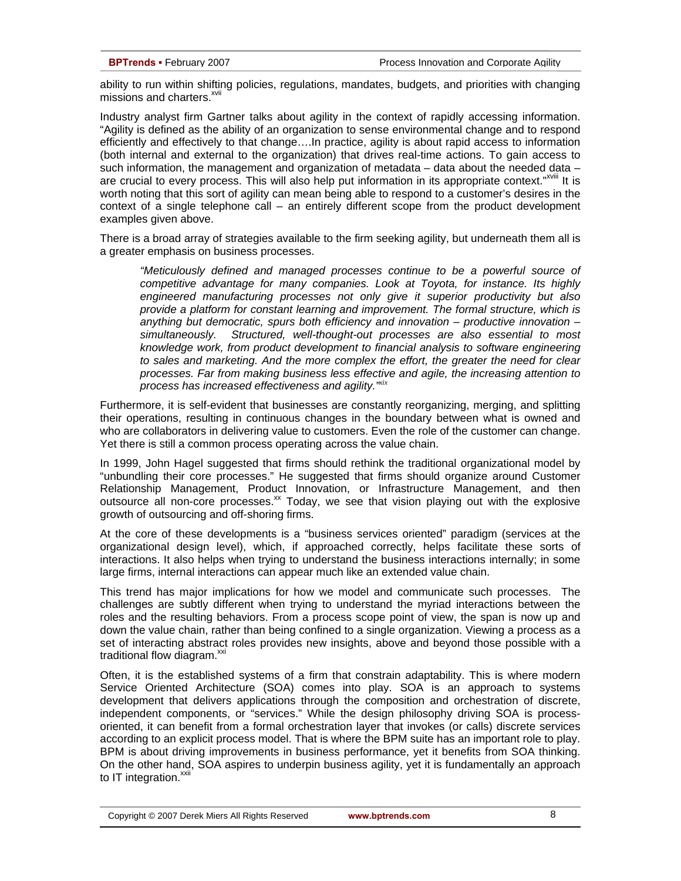ability to run within shifting policies, regulations, mandates, budgets, and priorities with changing missions and charters.[xvii]

Industry analyst firm Gartner talks about agility in the context of rapidly accessing information. "Agility is defined as the ability of an organization to sense environmental change and to respond efficiently and effectively to that change….In practice, agility is about rapid access to information (both internal and external to the organization) that drives real-time actions. To gain access to such information, the management and organization of metadata – data about the needed data – are crucial to every process. This will also help put information in its appropriate context."[xviii] It is worth noting that this sort of agility can mean being able to respond to a customer's desires in the context of a single telephone call – an entirely different scope from the product development examples given above.

There is a broad array of strategies available to the firm seeking agility, but underneath them all is a greater emphasis on business processes.

> *"Meticulously defined and managed processes continue to be a powerful source of competitive advantage for many companies. Look at Toyota, for instance. Its highly engineered manufacturing processes not only give it superior productivity but also provide a platform for constant learning and improvement. The formal structure, which is anything but democratic, spurs both efficiency and innovation – productive innovation – simultaneously. Structured, well-thought-out processes are also essential to most knowledge work, from product development to financial analysis to software engineering to sales and marketing. And the more complex the effort, the greater the need for clear processes. Far from making business less effective and agile, the increasing attention to process has increased effectiveness and agility."*[xix]

Furthermore, it is self-evident that businesses are constantly reorganizing, merging, and splitting their operations, resulting in continuous changes in the boundary between what is owned and who are collaborators in delivering value to customers. Even the role of the customer can change. Yet there is still a common process operating across the value chain.

In 1999, John Hagel suggested that firms should rethink the traditional organizational model by "unbundling their core processes." He suggested that firms should organize around Customer Relationship Management, Product Innovation, or Infrastructure Management, and then outsource all non-core processes.[xx] Today, we see that vision playing out with the explosive growth of outsourcing and off-shoring firms.

At the core of these developments is a "business services oriented" paradigm (services at the organizational design level), which, if approached correctly, helps facilitate these sorts of interactions. It also helps when trying to understand the business interactions internally; in some large firms, internal interactions can appear much like an extended value chain.

This trend has major implications for how we model and communicate such processes. The challenges are subtly different when trying to understand the myriad interactions between the roles and the resulting behaviors. From a process scope point of view, the span is now up and down the value chain, rather than being confined to a single organization. Viewing a process as a set of interacting abstract roles provides new insights, above and beyond those possible with a traditional flow diagram.[xxi]

Often, it is the established systems of a firm that constrain adaptability. This is where modern Service Oriented Architecture (SOA) comes into play. SOA is an approach to systems development that delivers applications through the composition and orchestration of discrete, independent components, or "services." While the design philosophy driving SOA is process-oriented, it can benefit from a formal orchestration layer that invokes (or calls) discrete services according to an explicit process model. That is where the BPM suite has an important role to play. BPM is about driving improvements in business performance, yet it benefits from SOA thinking. On the other hand, SOA aspires to underpin business agility, yet it is fundamentally an approach to IT integration.[xxii]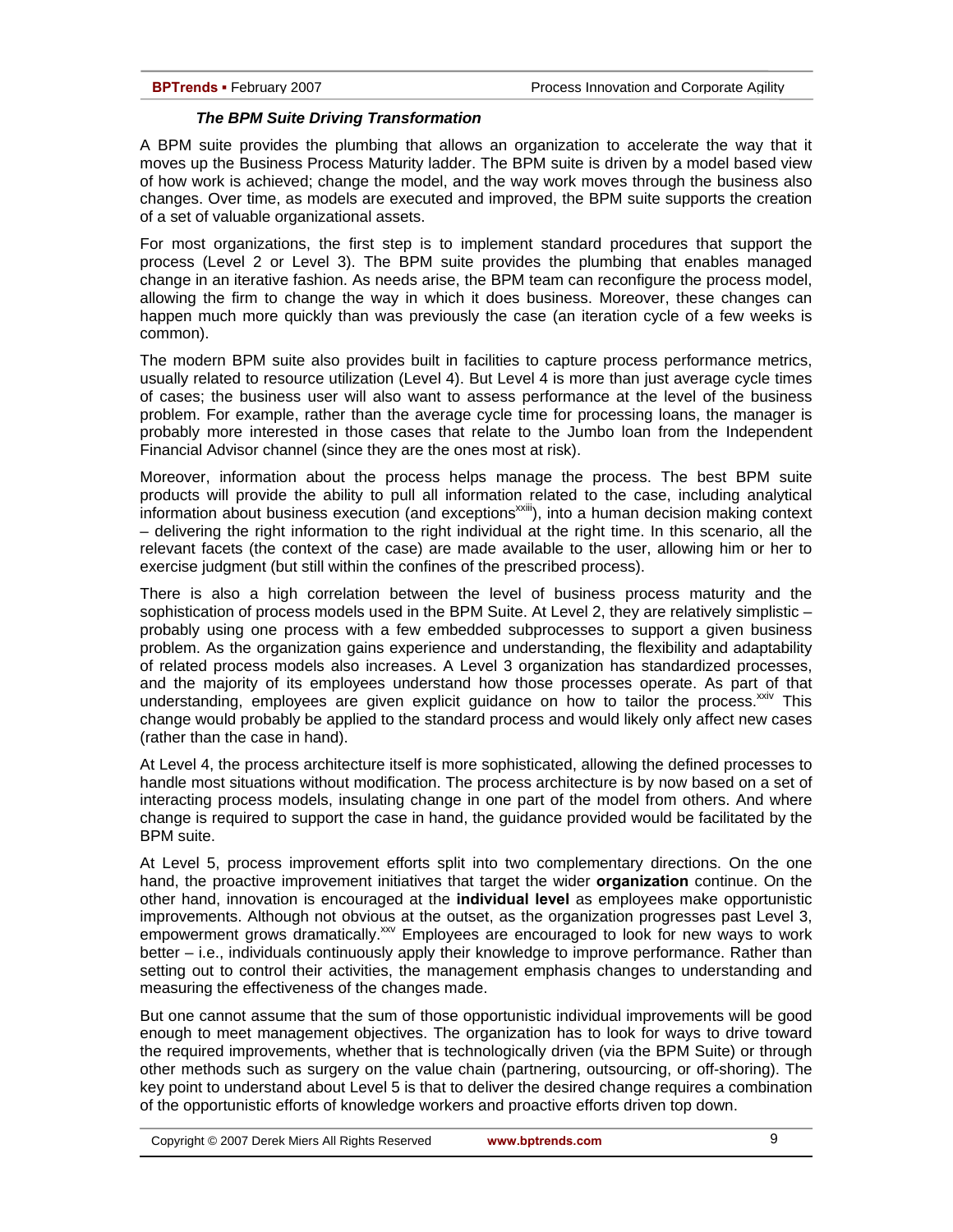### *The BPM Suite Driving Transformation*

A BPM suite provides the plumbing that allows an organization to accelerate the way that it moves up the Business Process Maturity ladder. The BPM suite is driven by a model based view of how work is achieved; change the model, and the way work moves through the business also changes. Over time, as models are executed and improved, the BPM suite supports the creation of a set of valuable organizational assets.

For most organizations, the first step is to implement standard procedures that support the process (Level 2 or Level 3). The BPM suite provides the plumbing that enables managed change in an iterative fashion. As needs arise, the BPM team can reconfigure the process model, allowing the firm to change the way in which it does business. Moreover, these changes can happen much more quickly than was previously the case (an iteration cycle of a few weeks is common).

The modern BPM suite also provides built in facilities to capture process performance metrics, usually related to resource utilization (Level 4). But Level 4 is more than just average cycle times of cases; the business user will also want to assess performance at the level of the business problem. For example, rather than the average cycle time for processing loans, the manager is probably more interested in those cases that relate to the Jumbo loan from the Independent Financial Advisor channel (since they are the ones most at risk).

Moreover, information about the process helps manage the process. The best BPM suite products will provide the ability to pull all information related to the case, including analytical information about business execution (and exceptions[xxiii]), into a human decision making context – delivering the right information to the right individual at the right time. In this scenario, all the relevant facets (the context of the case) are made available to the user, allowing him or her to exercise judgment (but still within the confines of the prescribed process).

There is also a high correlation between the level of business process maturity and the sophistication of process models used in the BPM Suite. At Level 2, they are relatively simplistic – probably using one process with a few embedded subprocesses to support a given business problem. As the organization gains experience and understanding, the flexibility and adaptability of related process models also increases. A Level 3 organization has standardized processes, and the majority of its employees understand how those processes operate. As part of that understanding, employees are given explicit guidance on how to tailor the process.[xxiv] This change would probably be applied to the standard process and would likely only affect new cases (rather than the case in hand).

At Level 4, the process architecture itself is more sophisticated, allowing the defined processes to handle most situations without modification. The process architecture is by now based on a set of interacting process models, insulating change in one part of the model from others. And where change is required to support the case in hand, the guidance provided would be facilitated by the BPM suite.

At Level 5, process improvement efforts split into two complementary directions. On the one hand, the proactive improvement initiatives that target the wider **organization** continue. On the other hand, innovation is encouraged at the **individual level** as employees make opportunistic improvements. Although not obvious at the outset, as the organization progresses past Level 3, empowerment grows dramatically.[xxv] Employees are encouraged to look for new ways to work better – i.e., individuals continuously apply their knowledge to improve performance. Rather than setting out to control their activities, the management emphasis changes to understanding and measuring the effectiveness of the changes made.

But one cannot assume that the sum of those opportunistic individual improvements will be good enough to meet management objectives. The organization has to look for ways to drive toward the required improvements, whether that is technologically driven (via the BPM Suite) or through other methods such as surgery on the value chain (partnering, outsourcing, or off-shoring). The key point to understand about Level 5 is that to deliver the desired change requires a combination of the opportunistic efforts of knowledge workers and proactive efforts driven top down.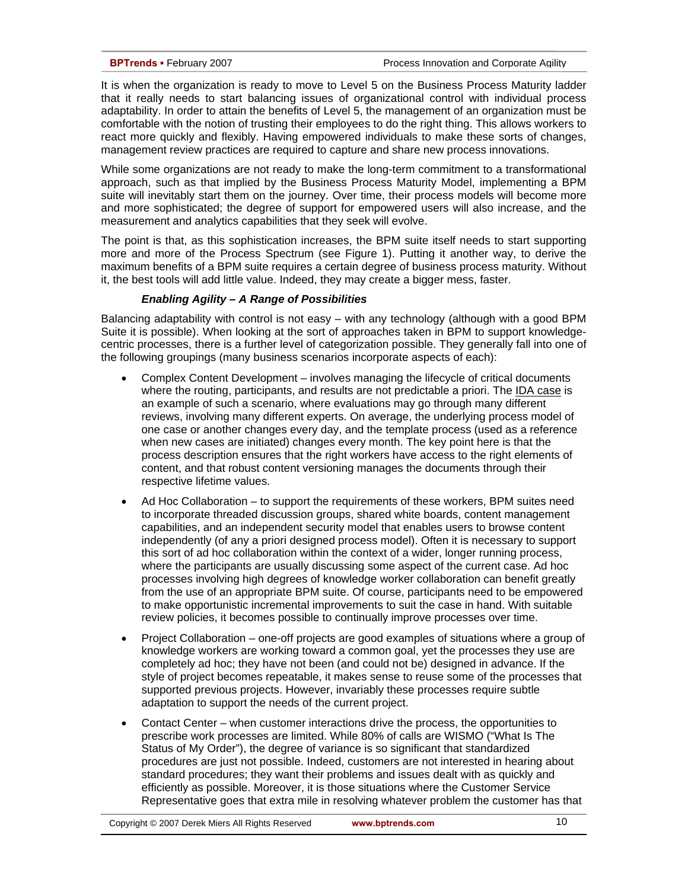It is when the organization is ready to move to Level 5 on the Business Process Maturity ladder that it really needs to start balancing issues of organizational control with individual process adaptability. In order to attain the benefits of Level 5, the management of an organization must be comfortable with the notion of trusting their employees to do the right thing. This allows workers to react more quickly and flexibly. Having empowered individuals to make these sorts of changes, management review practices are required to capture and share new process innovations.

While some organizations are not ready to make the long-term commitment to a transformational approach, such as that implied by the Business Process Maturity Model, implementing a BPM suite will inevitably start them on the journey. Over time, their process models will become more and more sophisticated; the degree of support for empowered users will also increase, and the measurement and analytics capabilities that they seek will evolve.

The point is that, as this sophistication increases, the BPM suite itself needs to start supporting more and more of the Process Spectrum (see Figure 1). Putting it another way, to derive the maximum benefits of a BPM suite requires a certain degree of business process maturity. Without it, the best tools will add little value. Indeed, they may create a bigger mess, faster.

### *Enabling Agility – A Range of Possibilities*

Balancing adaptability with control is not easy – with any technology (although with a good BPM Suite it is possible). When looking at the sort of approaches taken in BPM to support knowledge-centric processes, there is a further level of categorization possible. They generally fall into one of the following groupings (many business scenarios incorporate aspects of each):

- Complex Content Development – involves managing the lifecycle of critical documents where the routing, participants, and results are not predictable a priori. The IDA case is an example of such a scenario, where evaluations may go through many different reviews, involving many different experts. On average, the underlying process model of one case or another changes every day, and the template process (used as a reference when new cases are initiated) changes every month. The key point here is that the process description ensures that the right workers have access to the right elements of content, and that robust content versioning manages the documents through their respective lifetime values.
- Ad Hoc Collaboration – to support the requirements of these workers, BPM suites need to incorporate threaded discussion groups, shared white boards, content management capabilities, and an independent security model that enables users to browse content independently (of any a priori designed process model). Often it is necessary to support this sort of ad hoc collaboration within the context of a wider, longer running process, where the participants are usually discussing some aspect of the current case. Ad hoc processes involving high degrees of knowledge worker collaboration can benefit greatly from the use of an appropriate BPM suite. Of course, participants need to be empowered to make opportunistic incremental improvements to suit the case in hand. With suitable review policies, it becomes possible to continually improve processes over time.
- Project Collaboration – one-off projects are good examples of situations where a group of knowledge workers are working toward a common goal, yet the processes they use are completely ad hoc; they have not been (and could not be) designed in advance. If the style of project becomes repeatable, it makes sense to reuse some of the processes that supported previous projects. However, invariably these processes require subtle adaptation to support the needs of the current project.
- Contact Center – when customer interactions drive the process, the opportunities to prescribe work processes are limited. While 80% of calls are WISMO ("What Is The Status of My Order"), the degree of variance is so significant that standardized procedures are just not possible. Indeed, customers are not interested in hearing about standard procedures; they want their problems and issues dealt with as quickly and efficiently as possible. Moreover, it is those situations where the Customer Service Representative goes that extra mile in resolving whatever problem the customer has that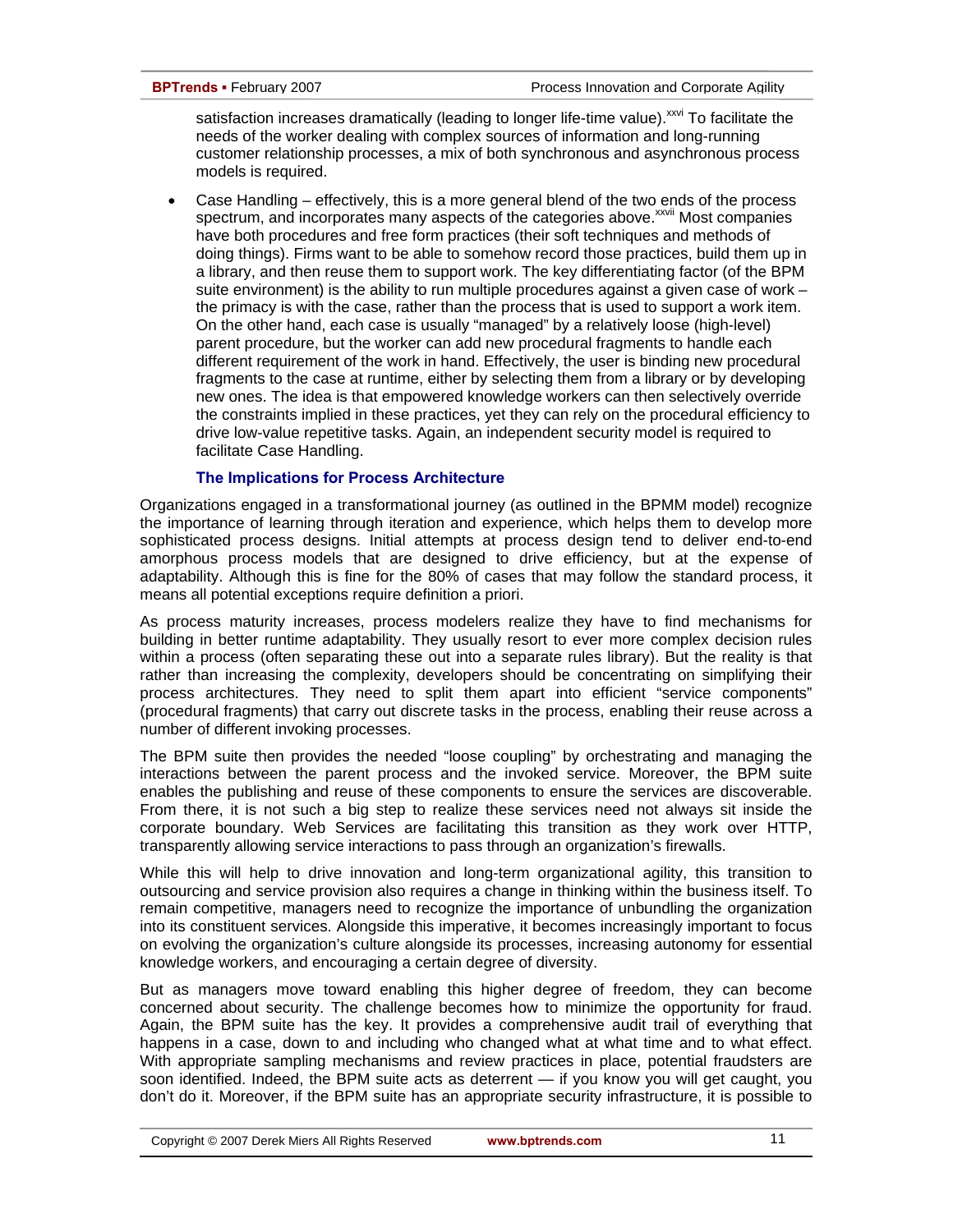satisfaction increases dramatically (leading to longer life-time value).[xxvi] To facilitate the needs of the worker dealing with complex sources of information and long-running customer relationship processes, a mix of both synchronous and asynchronous process models is required.

- Case Handling – effectively, this is a more general blend of the two ends of the process spectrum, and incorporates many aspects of the categories above.[xxvii] Most companies have both procedures and free form practices (their soft techniques and methods of doing things). Firms want to be able to somehow record those practices, build them up in a library, and then reuse them to support work. The key differentiating factor (of the BPM suite environment) is the ability to run multiple procedures against a given case of work – the primacy is with the case, rather than the process that is used to support a work item. On the other hand, each case is usually "managed" by a relatively loose (high-level) parent procedure, but the worker can add new procedural fragments to handle each different requirement of the work in hand. Effectively, the user is binding new procedural fragments to the case at runtime, either by selecting them from a library or by developing new ones. The idea is that empowered knowledge workers can then selectively override the constraints implied in these practices, yet they can rely on the procedural efficiency to drive low-value repetitive tasks. Again, an independent security model is required to facilitate Case Handling.

### The Implications for Process Architecture

Organizations engaged in a transformational journey (as outlined in the BPMM model) recognize the importance of learning through iteration and experience, which helps them to develop more sophisticated process designs. Initial attempts at process design tend to deliver end-to-end amorphous process models that are designed to drive efficiency, but at the expense of adaptability. Although this is fine for the 80% of cases that may follow the standard process, it means all potential exceptions require definition a priori.

As process maturity increases, process modelers realize they have to find mechanisms for building in better runtime adaptability. They usually resort to ever more complex decision rules within a process (often separating these out into a separate rules library). But the reality is that rather than increasing the complexity, developers should be concentrating on simplifying their process architectures. They need to split them apart into efficient "service components" (procedural fragments) that carry out discrete tasks in the process, enabling their reuse across a number of different invoking processes.

The BPM suite then provides the needed "loose coupling" by orchestrating and managing the interactions between the parent process and the invoked service. Moreover, the BPM suite enables the publishing and reuse of these components to ensure the services are discoverable. From there, it is not such a big step to realize these services need not always sit inside the corporate boundary. Web Services are facilitating this transition as they work over HTTP, transparently allowing service interactions to pass through an organization's firewalls.

While this will help to drive innovation and long-term organizational agility, this transition to outsourcing and service provision also requires a change in thinking within the business itself. To remain competitive, managers need to recognize the importance of unbundling the organization into its constituent services. Alongside this imperative, it becomes increasingly important to focus on evolving the organization's culture alongside its processes, increasing autonomy for essential knowledge workers, and encouraging a certain degree of diversity.

But as managers move toward enabling this higher degree of freedom, they can become concerned about security. The challenge becomes how to minimize the opportunity for fraud. Again, the BPM suite has the key. It provides a comprehensive audit trail of everything that happens in a case, down to and including who changed what at what time and to what effect. With appropriate sampling mechanisms and review practices in place, potential fraudsters are soon identified. Indeed, the BPM suite acts as deterrent — if you know you will get caught, you don't do it. Moreover, if the BPM suite has an appropriate security infrastructure, it is possible to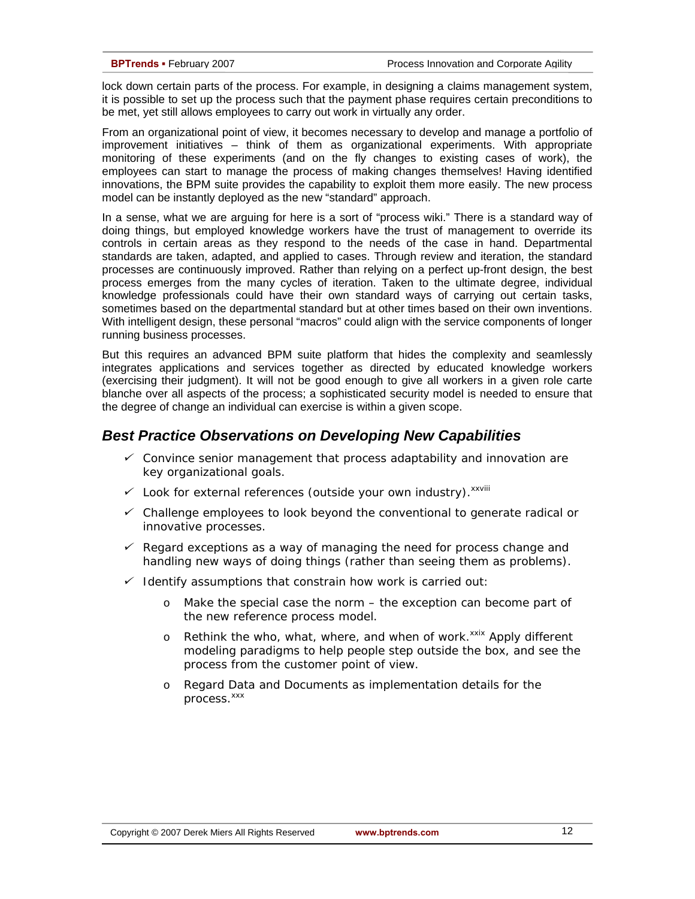lock down certain parts of the process. For example, in designing a claims management system, it is possible to set up the process such that the payment phase requires certain preconditions to be met, yet still allows employees to carry out work in virtually any order.

From an organizational point of view, it becomes necessary to develop and manage a portfolio of improvement initiatives – think of them as organizational experiments. With appropriate monitoring of these experiments (and on the fly changes to existing cases of work), the employees can start to manage the process of making changes themselves! Having identified innovations, the BPM suite provides the capability to exploit them more easily. The new process model can be instantly deployed as the new "standard" approach.

In a sense, what we are arguing for here is a sort of "process wiki." There is a standard way of doing things, but employed knowledge workers have the trust of management to override its controls in certain areas as they respond to the needs of the case in hand. Departmental standards are taken, adapted, and applied to cases. Through review and iteration, the standard processes are continuously improved. Rather than relying on a perfect up-front design, the best process emerges from the many cycles of iteration. Taken to the ultimate degree, individual knowledge professionals could have their own standard ways of carrying out certain tasks, sometimes based on the departmental standard but at other times based on their own inventions. With intelligent design, these personal "macros" could align with the service components of longer running business processes.

But this requires an advanced BPM suite platform that hides the complexity and seamlessly integrates applications and services together as directed by educated knowledge workers (exercising their judgment). It will not be good enough to give all workers in a given role carte blanche over all aspects of the process; a sophisticated security model is needed to ensure that the degree of change an individual can exercise is within a given scope.

## *Best Practice Observations on Developing New Capabilities*

- ✓ Convince senior management that process adaptability and innovation are key organizational goals.
- ✓ Look for external references (outside your own industry).[xxviii]
- ✓ Challenge employees to look beyond the conventional to generate radical or innovative processes.
- ✓ Regard exceptions as a way of managing the need for process change and handling new ways of doing things (rather than seeing them as problems).
- ✓ Identify assumptions that constrain how work is carried out:
  - Make the special case the norm – the exception can become part of the new reference process model.
  - Rethink the who, what, where, and when of work.[xxix] Apply different modeling paradigms to help people step outside the box, and see the process from the customer point of view.
  - Regard Data and Documents as implementation details for the process.[xxx]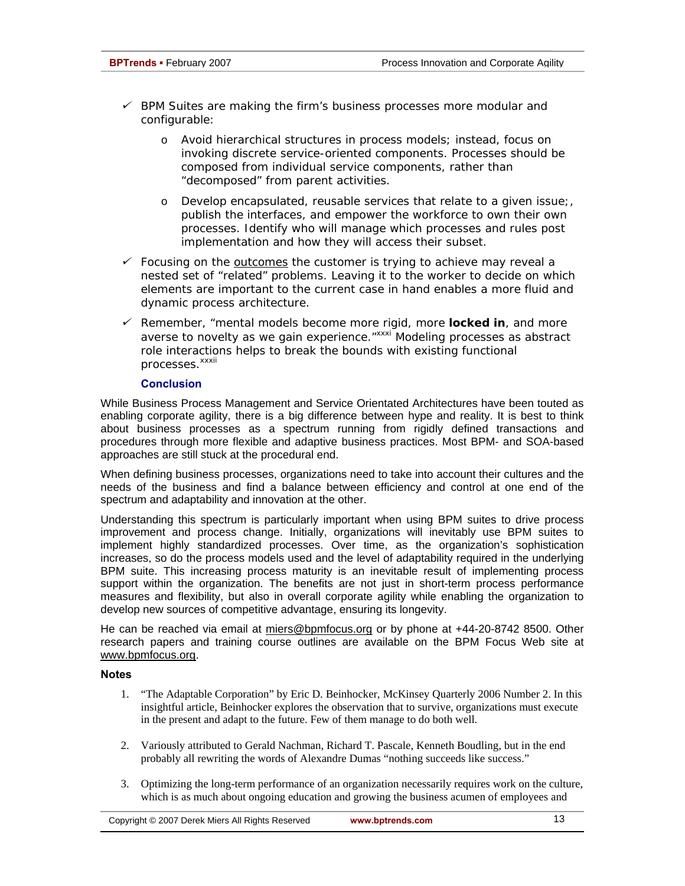- ✓ BPM Suites are making the firm's business processes more modular and configurable:
  - Avoid hierarchical structures in process models; instead, focus on invoking discrete service-oriented components. Processes should be composed from individual service components, rather than "decomposed" from parent activities.
  - Develop encapsulated, reusable services that relate to a given issue;, publish the interfaces, and empower the workforce to own their own processes. Identify who will manage which processes and rules post implementation and how they will access their subset.
- ✓ Focusing on the outcomes the customer is trying to achieve may reveal a nested set of "related" problems. Leaving it to the worker to decide on which elements are important to the current case in hand enables a more fluid and dynamic process architecture.
- ✓ Remember, "mental models become more rigid, more **locked in**, and more averse to novelty as we gain experience."[xxxi] Modeling processes as abstract role interactions helps to break the bounds with existing functional processes.[xxxii]

### Conclusion

While Business Process Management and Service Orientated Architectures have been touted as enabling corporate agility, there is a big difference between hype and reality. It is best to think about business processes as a spectrum running from rigidly defined transactions and procedures through more flexible and adaptive business practices. Most BPM- and SOA-based approaches are still stuck at the procedural end.

When defining business processes, organizations need to take into account their cultures and the needs of the business and find a balance between efficiency and control at one end of the spectrum and adaptability and innovation at the other.

Understanding this spectrum is particularly important when using BPM suites to drive process improvement and process change. Initially, organizations will inevitably use BPM suites to implement highly standardized processes. Over time, as the organization's sophistication increases, so do the process models used and the level of adaptability required in the underlying BPM suite. This increasing process maturity is an inevitable result of implementing process support within the organization. The benefits are not just in short-term process performance measures and flexibility, but also in overall corporate agility while enabling the organization to develop new sources of competitive advantage, ensuring its longevity.

He can be reached via email at miers@bpmfocus.org or by phone at +44-20-8742 8500. Other research papers and training course outlines are available on the BPM Focus Web site at www.bpmfocus.org.

### Notes

1. "The Adaptable Corporation" by Eric D. Beinhocker, McKinsey Quarterly 2006 Number 2. In this insightful article, Beinhocker explores the observation that to survive, organizations must execute in the present and adapt to the future. Few of them manage to do both well.

2. Variously attributed to Gerald Nachman, Richard T. Pascale, Kenneth Boudling, but in the end probably all rewriting the words of Alexandre Dumas "nothing succeeds like success."

3. Optimizing the long-term performance of an organization necessarily requires work on the culture, which is as much about ongoing education and growing the business acumen of employees and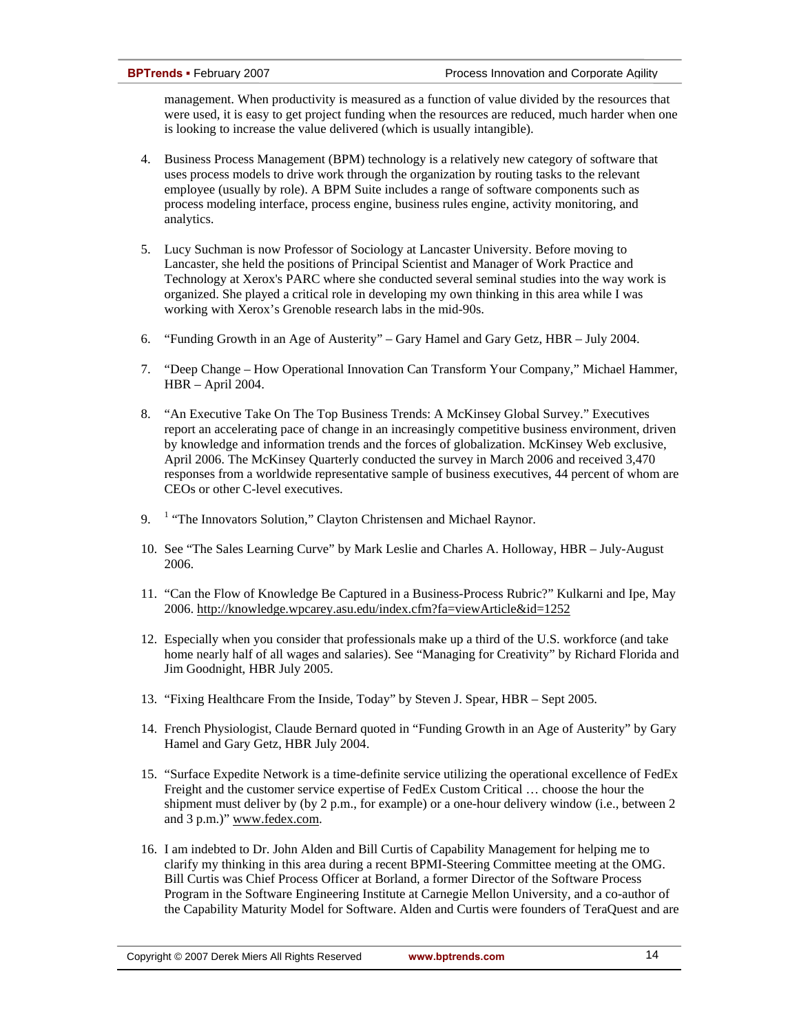management. When productivity is measured as a function of value divided by the resources that were used, it is easy to get project funding when the resources are reduced, much harder when one is looking to increase the value delivered (which is usually intangible).

4. Business Process Management (BPM) technology is a relatively new category of software that uses process models to drive work through the organization by routing tasks to the relevant employee (usually by role). A BPM Suite includes a range of software components such as process modeling interface, process engine, business rules engine, activity monitoring, and analytics.

5. Lucy Suchman is now Professor of Sociology at Lancaster University. Before moving to Lancaster, she held the positions of Principal Scientist and Manager of Work Practice and Technology at Xerox's PARC where she conducted several seminal studies into the way work is organized. She played a critical role in developing my own thinking in this area while I was working with Xerox's Grenoble research labs in the mid-90s.

6. "Funding Growth in an Age of Austerity" – Gary Hamel and Gary Getz, HBR – July 2004.

7. "Deep Change – How Operational Innovation Can Transform Your Company," Michael Hammer, HBR – April 2004.

8. "An Executive Take On The Top Business Trends: A McKinsey Global Survey." Executives report an accelerating pace of change in an increasingly competitive business environment, driven by knowledge and information trends and the forces of globalization. McKinsey Web exclusive, April 2006. The McKinsey Quarterly conducted the survey in March 2006 and received 3,470 responses from a worldwide representative sample of business executives, 44 percent of whom are CEOs or other C-level executives.

9. [1] "The Innovators Solution," Clayton Christensen and Michael Raynor.

10. See "The Sales Learning Curve" by Mark Leslie and Charles A. Holloway, HBR – July-August 2006.

11. "Can the Flow of Knowledge Be Captured in a Business-Process Rubric?" Kulkarni and Ipe, May 2006. http://knowledge.wpcarey.asu.edu/index.cfm?fa=viewArticle&id=1252

12. Especially when you consider that professionals make up a third of the U.S. workforce (and take home nearly half of all wages and salaries). See "Managing for Creativity" by Richard Florida and Jim Goodnight, HBR July 2005.

13. "Fixing Healthcare From the Inside, Today" by Steven J. Spear, HBR – Sept 2005.

14. French Physiologist, Claude Bernard quoted in "Funding Growth in an Age of Austerity" by Gary Hamel and Gary Getz, HBR July 2004.

15. "Surface Expedite Network is a time-definite service utilizing the operational excellence of FedEx Freight and the customer service expertise of FedEx Custom Critical … choose the hour the shipment must deliver by (by 2 p.m., for example) or a one-hour delivery window (i.e., between 2 and 3 p.m.)" www.fedex.com.

16. I am indebted to Dr. John Alden and Bill Curtis of Capability Management for helping me to clarify my thinking in this area during a recent BPMI-Steering Committee meeting at the OMG. Bill Curtis was Chief Process Officer at Borland, a former Director of the Software Process Program in the Software Engineering Institute at Carnegie Mellon University, and a co-author of the Capability Maturity Model for Software. Alden and Curtis were founders of TeraQuest and are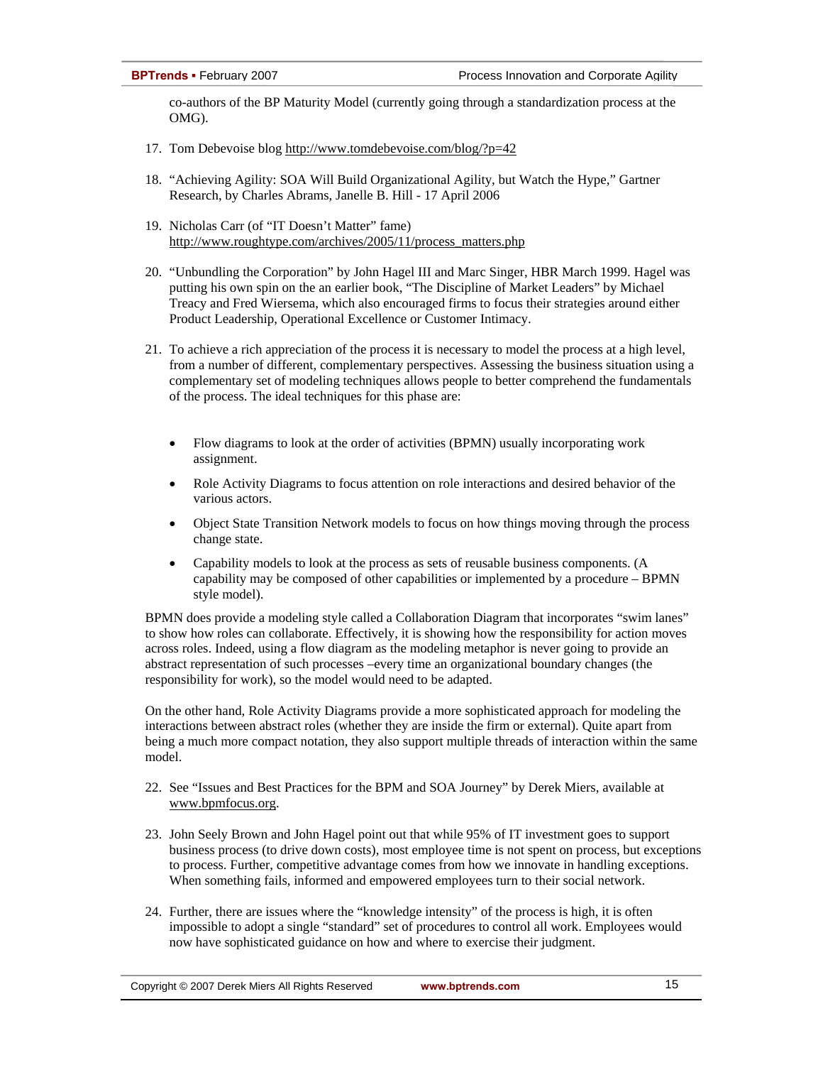co-authors of the BP Maturity Model (currently going through a standardization process at the OMG).

17. Tom Debevoise blog http://www.tomdebevoise.com/blog/?p=42

18. "Achieving Agility: SOA Will Build Organizational Agility, but Watch the Hype," Gartner Research, by Charles Abrams, Janelle B. Hill - 17 April 2006

19. Nicholas Carr (of "IT Doesn't Matter" fame) http://www.roughtype.com/archives/2005/11/process_matters.php

20. "Unbundling the Corporation" by John Hagel III and Marc Singer, HBR March 1999. Hagel was putting his own spin on the an earlier book, "The Discipline of Market Leaders" by Michael Treacy and Fred Wiersema, which also encouraged firms to focus their strategies around either Product Leadership, Operational Excellence or Customer Intimacy.

21. To achieve a rich appreciation of the process it is necessary to model the process at a high level, from a number of different, complementary perspectives. Assessing the business situation using a complementary set of modeling techniques allows people to better comprehend the fundamentals of the process. The ideal techniques for this phase are:

    - Flow diagrams to look at the order of activities (BPMN) usually incorporating work assignment.
    - Role Activity Diagrams to focus attention on role interactions and desired behavior of the various actors.
    - Object State Transition Network models to focus on how things moving through the process change state.
    - Capability models to look at the process as sets of reusable business components. (A capability may be composed of other capabilities or implemented by a procedure – BPMN style model).

BPMN does provide a modeling style called a Collaboration Diagram that incorporates "swim lanes" to show how roles can collaborate. Effectively, it is showing how the responsibility for action moves across roles. Indeed, using a flow diagram as the modeling metaphor is never going to provide an abstract representation of such processes –every time an organizational boundary changes (the responsibility for work), so the model would need to be adapted.

On the other hand, Role Activity Diagrams provide a more sophisticated approach for modeling the interactions between abstract roles (whether they are inside the firm or external). Quite apart from being a much more compact notation, they also support multiple threads of interaction within the same model.

22. See "Issues and Best Practices for the BPM and SOA Journey" by Derek Miers, available at www.bpmfocus.org.

23. John Seely Brown and John Hagel point out that while 95% of IT investment goes to support business process (to drive down costs), most employee time is not spent on process, but exceptions to process. Further, competitive advantage comes from how we innovate in handling exceptions. When something fails, informed and empowered employees turn to their social network.

24. Further, there are issues where the "knowledge intensity" of the process is high, it is often impossible to adopt a single "standard" set of procedures to control all work. Employees would now have sophisticated guidance on how and where to exercise their judgment.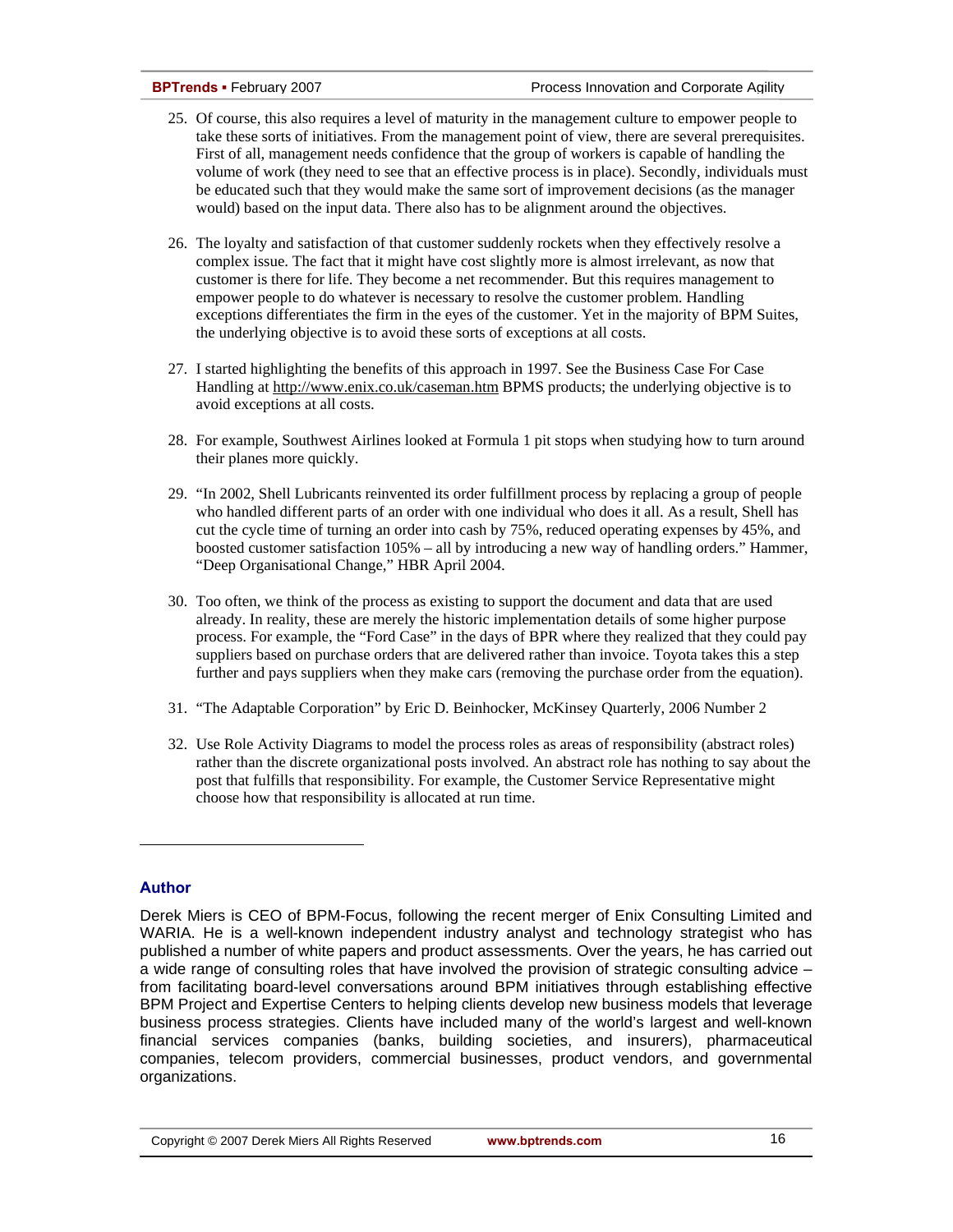25. Of course, this also requires a level of maturity in the management culture to empower people to take these sorts of initiatives. From the management point of view, there are several prerequisites. First of all, management needs confidence that the group of workers is capable of handling the volume of work (they need to see that an effective process is in place). Secondly, individuals must be educated such that they would make the same sort of improvement decisions (as the manager would) based on the input data. There also has to be alignment around the objectives.

26. The loyalty and satisfaction of that customer suddenly rockets when they effectively resolve a complex issue. The fact that it might have cost slightly more is almost irrelevant, as now that customer is there for life. They become a net recommender. But this requires management to empower people to do whatever is necessary to resolve the customer problem. Handling exceptions differentiates the firm in the eyes of the customer. Yet in the majority of BPM Suites, the underlying objective is to avoid these sorts of exceptions at all costs.

27. I started highlighting the benefits of this approach in 1997. See the Business Case For Case Handling at http://www.enix.co.uk/caseman.htm BPMS products; the underlying objective is to avoid exceptions at all costs.

28. For example, Southwest Airlines looked at Formula 1 pit stops when studying how to turn around their planes more quickly.

29. "In 2002, Shell Lubricants reinvented its order fulfillment process by replacing a group of people who handled different parts of an order with one individual who does it all. As a result, Shell has cut the cycle time of turning an order into cash by 75%, reduced operating expenses by 45%, and boosted customer satisfaction 105% – all by introducing a new way of handling orders." Hammer, "Deep Organisational Change," HBR April 2004.

30. Too often, we think of the process as existing to support the document and data that are used already. In reality, these are merely the historic implementation details of some higher purpose process. For example, the "Ford Case" in the days of BPR where they realized that they could pay suppliers based on purchase orders that are delivered rather than invoice. Toyota takes this a step further and pays suppliers when they make cars (removing the purchase order from the equation).

31. "The Adaptable Corporation" by Eric D. Beinhocker, McKinsey Quarterly, 2006 Number 2

32. Use Role Activity Diagrams to model the process roles as areas of responsibility (abstract roles) rather than the discrete organizational posts involved. An abstract role has nothing to say about the post that fulfills that responsibility. For example, the Customer Service Representative might choose how that responsibility is allocated at run time.

---

## Author

Derek Miers is CEO of BPM-Focus, following the recent merger of Enix Consulting Limited and WARIA. He is a well-known independent industry analyst and technology strategist who has published a number of white papers and product assessments. Over the years, he has carried out a wide range of consulting roles that have involved the provision of strategic consulting advice – from facilitating board-level conversations around BPM initiatives through establishing effective BPM Project and Expertise Centers to helping clients develop new business models that leverage business process strategies. Clients have included many of the world's largest and well-known financial services companies (banks, building societies, and insurers), pharmaceutical companies, telecom providers, commercial businesses, product vendors, and governmental organizations.